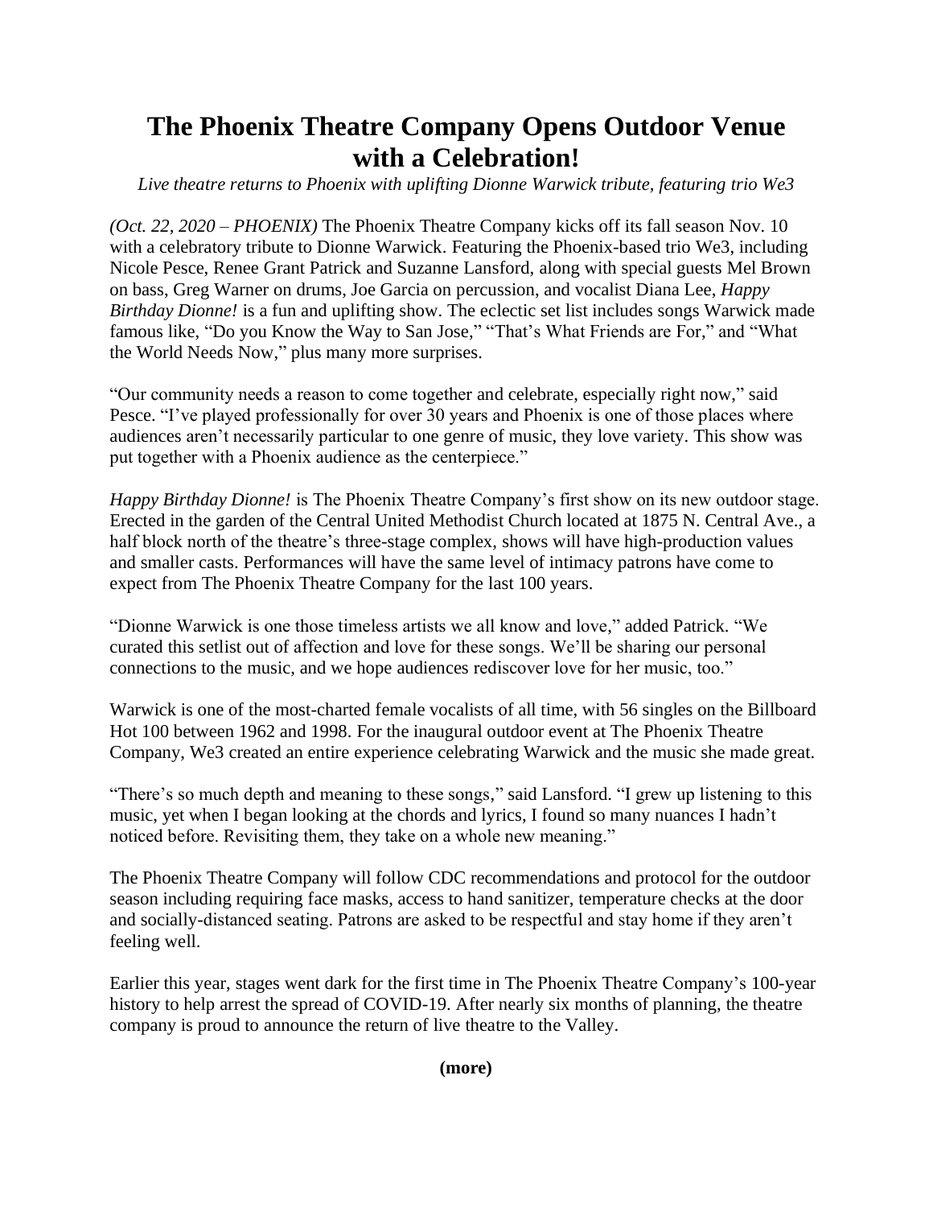# The Phoenix Theatre Company Opens Outdoor Venue with a Celebration!

*Live theatre returns to Phoenix with uplifting Dionne Warwick tribute, featuring trio We3*

*(Oct. 22, 2020 – PHOENIX)* The Phoenix Theatre Company kicks off its fall season Nov. 10 with a celebratory tribute to Dionne Warwick. Featuring the Phoenix-based trio We3, including Nicole Pesce, Renee Grant Patrick and Suzanne Lansford, along with special guests Mel Brown on bass, Greg Warner on drums, Joe Garcia on percussion, and vocalist Diana Lee, *Happy Birthday Dionne!* is a fun and uplifting show. The eclectic set list includes songs Warwick made famous like, "Do you Know the Way to San Jose," "That's What Friends are For," and "What the World Needs Now," plus many more surprises.

"Our community needs a reason to come together and celebrate, especially right now," said Pesce. "I've played professionally for over 30 years and Phoenix is one of those places where audiences aren't necessarily particular to one genre of music, they love variety. This show was put together with a Phoenix audience as the centerpiece."

*Happy Birthday Dionne!* is The Phoenix Theatre Company's first show on its new outdoor stage. Erected in the garden of the Central United Methodist Church located at 1875 N. Central Ave., a half block north of the theatre's three-stage complex, shows will have high-production values and smaller casts. Performances will have the same level of intimacy patrons have come to expect from The Phoenix Theatre Company for the last 100 years.

"Dionne Warwick is one those timeless artists we all know and love," added Patrick. "We curated this setlist out of affection and love for these songs. We'll be sharing our personal connections to the music, and we hope audiences rediscover love for her music, too."

Warwick is one of the most-charted female vocalists of all time, with 56 singles on the Billboard Hot 100 between 1962 and 1998. For the inaugural outdoor event at The Phoenix Theatre Company, We3 created an entire experience celebrating Warwick and the music she made great.

"There's so much depth and meaning to these songs," said Lansford. "I grew up listening to this music, yet when I began looking at the chords and lyrics, I found so many nuances I hadn't noticed before. Revisiting them, they take on a whole new meaning."

The Phoenix Theatre Company will follow CDC recommendations and protocol for the outdoor season including requiring face masks, access to hand sanitizer, temperature checks at the door and socially-distanced seating. Patrons are asked to be respectful and stay home if they aren't feeling well.

Earlier this year, stages went dark for the first time in The Phoenix Theatre Company's 100-year history to help arrest the spread of COVID-19. After nearly six months of planning, the theatre company is proud to announce the return of live theatre to the Valley.

**(more)**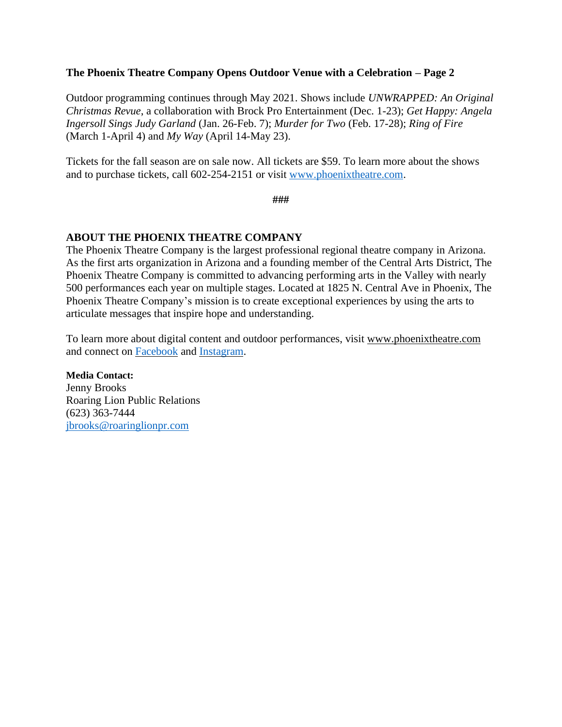**The Phoenix Theatre Company Opens Outdoor Venue with a Celebration – Page 2**

Outdoor programming continues through May 2021. Shows include *UNWRAPPED: An Original Christmas Revue,* a collaboration with Brock Pro Entertainment (Dec. 1-23); *Get Happy: Angela Ingersoll Sings Judy Garland* (Jan. 26-Feb. 7); *Murder for Two* (Feb. 17-28); *Ring of Fire* (March 1-April 4) and *My Way* (April 14-May 23).

Tickets for the fall season are on sale now. All tickets are $59. To learn more about the shows and to purchase tickets, call 602-254-2151 or visit www.phoenixtheatre.com.

###

**ABOUT THE PHOENIX THEATRE COMPANY**

The Phoenix Theatre Company is the largest professional regional theatre company in Arizona. As the first arts organization in Arizona and a founding member of the Central Arts District, The Phoenix Theatre Company is committed to advancing performing arts in the Valley with nearly 500 performances each year on multiple stages. Located at 1825 N. Central Ave in Phoenix, The Phoenix Theatre Company's mission is to create exceptional experiences by using the arts to articulate messages that inspire hope and understanding.

To learn more about digital content and outdoor performances, visit www.phoenixtheatre.com and connect on Facebook and Instagram.

**Media Contact:**
Jenny Brooks
Roaring Lion Public Relations
(623) 363-7444
jbrooks@roaringlionpr.com